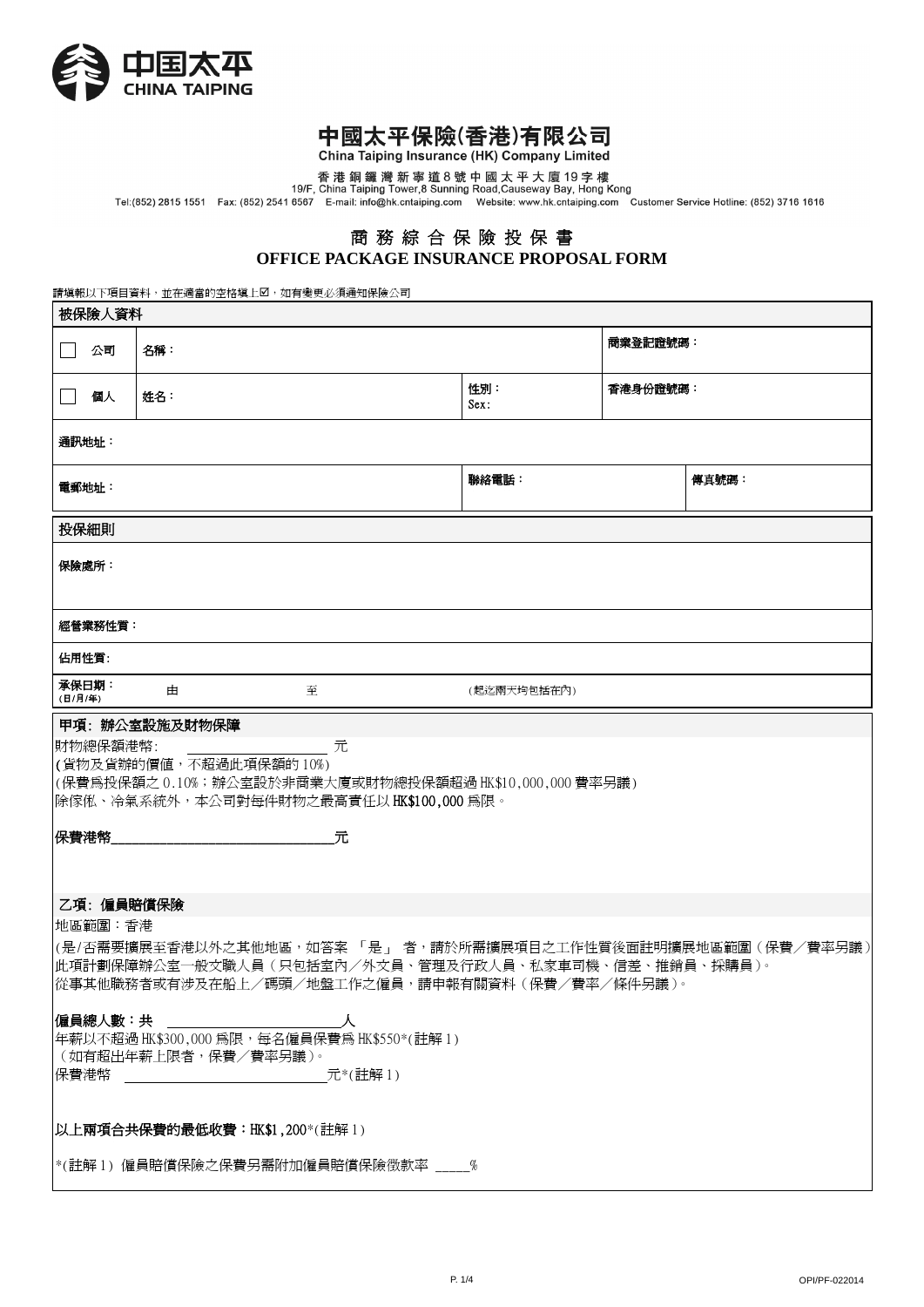中国太平
CHINA TAIPING

# 中國太平保險(香港)有限公司

China Taiping Insurance (HK) Company Limited

香港銅鑼灣新寧道8號中國太平大廈19字樓
19/F, China Taiping Tower,8 Sunning Road,Causeway Bay, Hong Kong
Tel:(852) 2815 1551 Fax: (852) 2541 6567 E-mail: info@hk.cntaiping.com Website: www.hk.cntaiping.com Customer Service Hotline: (852) 3716 1616

## 商務綜合保險投保書
## OFFICE PACKAGE INSURANCE PROPOSAL FORM

請填報以下項目資料，並在適當的空格填上☑，如有變更必須通知保險公司

| 被保險人資料 | | | | |
|---|---|---|---|---|
| ☐ 公司 | 名稱： | | 商業登記證號碼： | |
| ☐ 個人 | 姓名： | 性別：<br>Sex: | 香港身份證號碼： | |
| 通訊地址： | | | | |
| 電郵地址： | | 聯絡電話： | | 傳真號碼： |

| 投保細則 | | | |
|---|---|---|---|
| 保險處所： | | | |
| 經營業務性質： | | | |
| 佔用性質: | | | |
| 承保日期：(日/月/年) | 由 | 至 | (起迄兩天均包括在內) |

**甲項：辦公室設施及財物保障**

財物總保額港幣: ____________ 元
(貨物及貨辦的價值，不超過此項保額的 10%)
(保費爲投保額之 0.10%；辦公室設於非商業大廈或財物總投保額超過 HK$10,000,000 費率另議)
除傢俬、冷氣系統外，本公司對每件財物之最高責任以 **HK$100,000** 爲限。

**保費港幣____________元**

**乙項：僱員賠償保險**

地區範圍：香港
(是/否需要擴展至香港以外之其他地區，如答案「是」者，請於所需擴展項目之工作性質後面註明擴展地區範圍（保費／費率另議）
此項計劃保障辦公室一般文職人員（只包括室內／外文員、管理及行政人員、私家車司機、信差、推銷員、採購員）。
從事其他職務者或有涉及在船上／碼頭／地盤工作之僱員，請申報有關資料（保費／費率／條件另議）。

**僱員總人數：共** ____________人
年薪以不超過 HK$300,000 爲限，每名僱員保費爲 HK$550*(註解 1)
（如有超出年薪上限者，保費／費率另議）。
保費港幣 ____________元*(註解 1)

**以上兩項合共保費的最低收費：HK$1,200***(註解 1)

*(註解 1) 僱員賠償保險之保費另需附加僱員賠償保險徵款率 _____%

OPI/PF-022014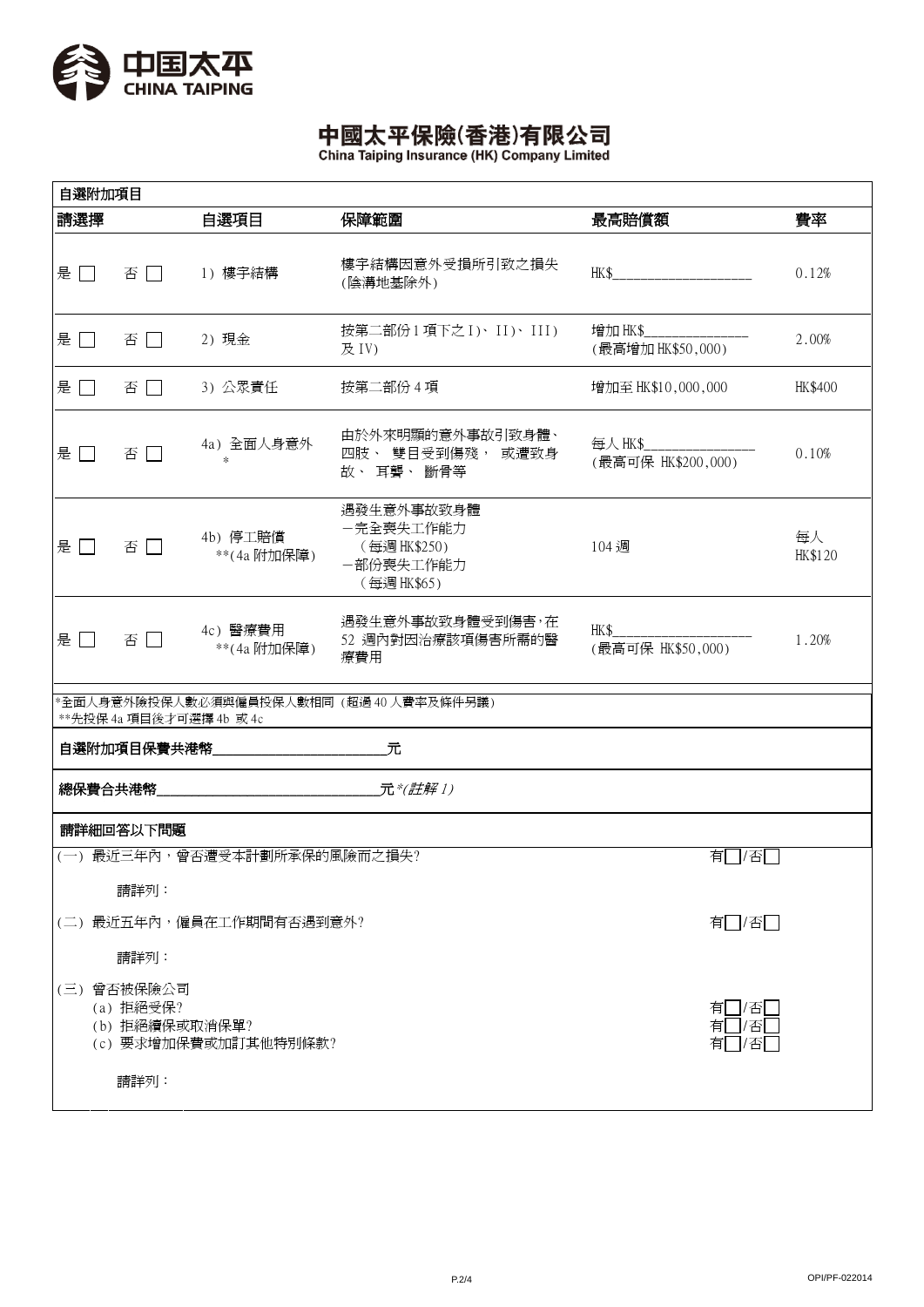# 中國太平保險(香港)有限公司
China Taiping Insurance (HK) Company Limited

| 自選附加項目 | | | | | |
|---|---|---|---|---|---|
| **請選擇** | | **自選項目** | **保障範圍** | **最高賠償額** | **費率** |
| 是 ☐ | 否 ☐ | 1) 樓宇結構 | 樓宇結構因意外受損所引致之損失 (除溝地基除外) | HK$__________________ | 0.12% |
| 是 ☐ | 否 ☐ | 2) 現金 | 按第二部份 1 項下之 I)、II)、III) 及 IV) | 增加 HK$______________ (最高增加 HK$50,000) | 2.00% |
| 是 ☐ | 否 ☐ | 3) 公眾責任 | 按第二部份 4 項 | 增加至 HK$10,000,000 | HK$400 |
| 是 ☐ | 否 ☐ | 4a) 全面人身意外 * | 由於外來明顯的意外事故引致身體、四肢、雙目受到傷殘，或遭致身故、耳聾、斷骨等 | 每人 HK$______________ (最高可保 HK$200,000) | 0.10% |
| 是 ☐ | 否 ☐ | 4b) 停工賠償 **(4a 附加保障) | 過發生意外事故致身體 －完全喪失工作能力 (每週 HK$250) －部份喪失工作能力 (每週 HK$65) | 104 週 | 每人 HK$120 |
| 是 ☐ | 否 ☐ | 4c) 醫療費用 **(4a 附加保障) | 過發生意外事故致身體受到傷害，在 52 週內對因治療該項傷害所需的醫療費用 | HK$__________________ (最高可保 HK$50,000) | 1.20% |

*全面人身意外險投保人數必須與僱員投保人數相同（超過 40 人費率及條件另議）
**先投保 4a 項目後才可選擇 4b 或 4c

**自選附加項目保費共港幣**______________________元

**總保費合共港幣**____________________________元*(註解 1)*

**請詳細回答以下問題**

(一) 最近三年內，曾否遭受本計劃所承保的風險而之損失? 有☐/否☐

請詳列：

(二) 最近五年內，僱員在工作期間有否遇到意外? 有☐/否☐

請詳列：

(三) 曾否被保險公司
- (a) 拒絕受保? 有☐/否☐
- (b) 拒絕續保或取消保單? 有☐/否☐
- (c) 要求增加保費或加訂其他特別條款? 有☐/否☐

請詳列：

OPI/PF-022014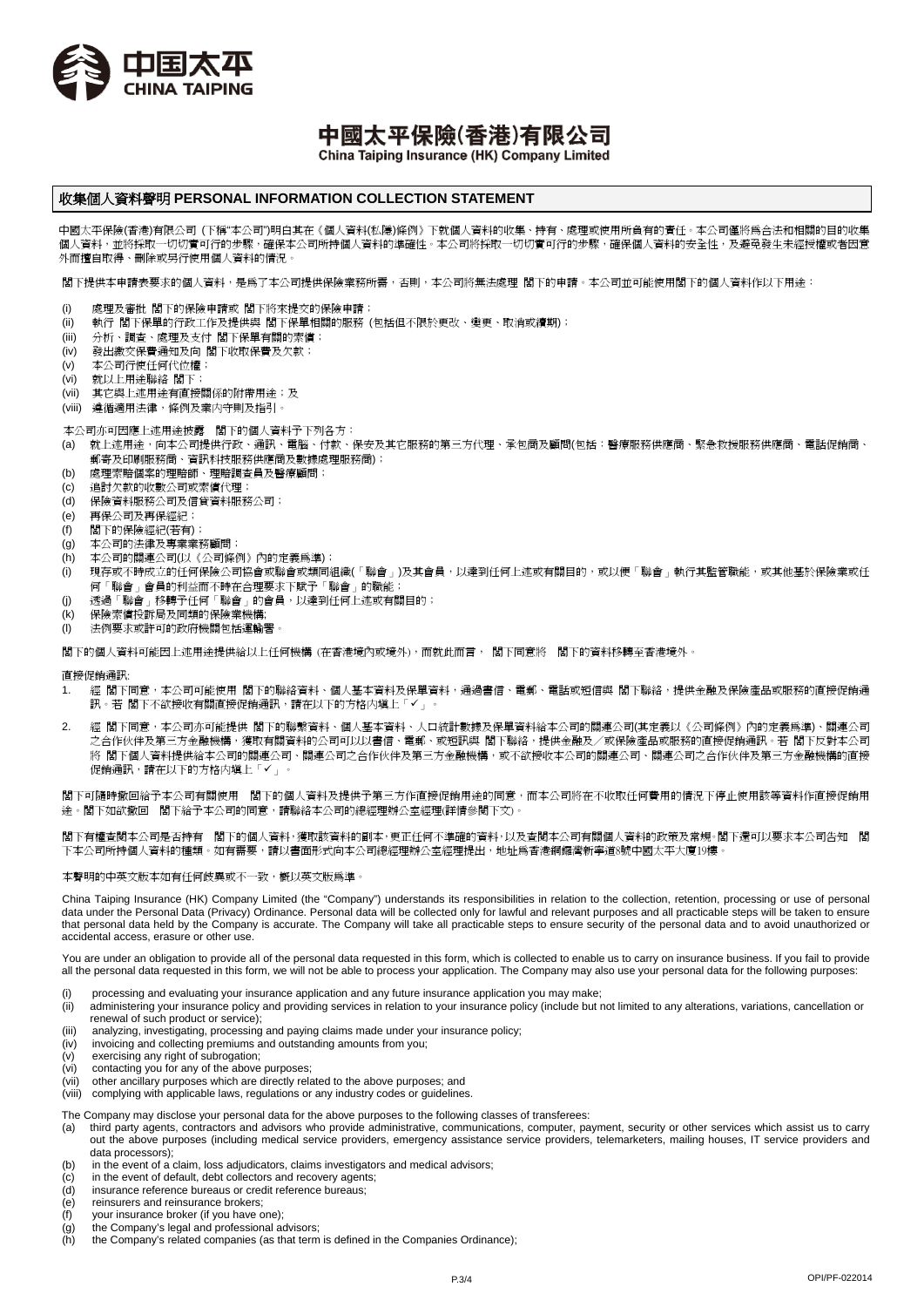# 中國太平保險(香港)有限公司

**China Taiping Insurance (HK) Company Limited**

## 收集個人資料聲明 PERSONAL INFORMATION COLLECTION STATEMENT

中國太平保險(香港)有限公司 (下稱"本公司")明白其在《個人資料(私隱)條例》下就個人資料的收集、持有、處理或使用所負有的責任。本公司僅將為合法和相關的目的收集個人資料，並將採取一切切實可行的步驟，確保本公司所持個人資料的準確性。本公司將採取一切切實可行的步驟，確保個人資料的安全性，及避免發生未經授權或者因意外而擅自取得、刪除或另行使用個人資料的情況。

閣下提供本申請表要求的個人資料，是為了本公司提供保險業務所需，否則，本公司將無法處理 閣下的申請。本公司並可能使用閣下的個人資料作以下用途：

(i) 處理及審批 閣下的保險申請或 閣下將來提交的保險申請；
(ii) 執行 閣下保單的行政工作及提供與 閣下保單相關的服務 (包括但不限於更改、變更、取消或續期)；
(iii) 分析、調查、處理及支付 閣下保單有關的索償；
(iv) 發出繳交保費通知及向 閣下收取保費及欠款；
(v) 本公司行使任何代位權；
(vi) 就以上用途聯絡 閣下；
(vii) 其它與上述用途有直接關係的附帶用途；及
(viii) 遵循適用法律，條例及業內守則及指引。

本公司亦可因應上述用途披露 閣下的個人資料予下列各方：
(a) 就上述用途，向本公司提供行政、通訊、電腦、付款、保安及其它服務的第三方代理、承包商及顧問(包括：醫療服務供應商、緊急救援服務供應商、電話促銷商、郵寄及印刷服務商、資訊科技服務供應商及數據處理服務商)；
(b) 處理索賠個案的理賠師、理賠調查員及醫療顧問；
(c) 追討欠款的收數公司或索償代理；
(d) 保險資料服務公司及信貸資料服務公司；
(e) 再保公司及再保經紀；
(f) 閣下的保險經紀(若有)；
(g) 本公司的法律及專業業務顧問；
(h) 本公司的關連公司(以《公司條例》內的定義為準)；
(i) 現存或不時成立的任何保險公司協會或聯會或類同組織(「聯會」)及其會員，以達到任何上述或有關目的，或以便「聯會」執行其監管職能，或其他基於保險業或任何「聯會」會員的利益而不時在合理要求下賦予「聯會」的職能；
(j) 透過「聯會」移轉予任何「聯會」的會員，以達到任何上述或有關目的；
(k) 保險索償投訴局及同類的保險業機構;
(l) 法例要求或許可的政府機關包括運輸署。

閣下的個人資料可能因上述用途提供給以上任何機構 (在香港境內或境外)，而就此而言， 閣下同意將 閣下的資料移轉至香港境外。

直接促銷通訊:
1. 經 閣下同意，本公司可能使用 閣下的聯絡資料、個人基本資料及保單資料，通過書信、電郵、電話或短信與 閣下聯絡，提供金融及保險產品或服務的直接促銷通訊。若 閣下不欲接收有關直接促銷通訊，請在以下的方格內填上「✓」。
2. 經 閣下同意，本公司亦可能提供 閣下的聯繫資料、個人基本資料、人口統計數據及保單資料給本公司的關連公司(其定義以《公司條例》內的定義為準)、關連公司之合作伙伴及第三方金融機構，獲取有關資料的公司可以以書信、電郵、或短訊與 閣下聯絡，提供金融及／或保險產品或服務的直接促銷通訊。若 閣下反對本公司將 閣下個人資料提供給本公司的關連公司、關連公司之合作伙伴及第三方金融機構，或不欲接收本公司的關連公司、關連公司之合作伙伴及第三方金融機構的直接促銷通訊，請在以下的方格內填上「✓」。

閣下可隨時撤回給予本公司有關使用 閣下的個人資料及提供予第三方作直接促銷用途的同意，而本公司將在不收取任何費用的情況下停止使用該等資料作直接促銷用途。閣下如欲撤回 閣下給予本公司的同意，請聯絡本公司的總經理辦公室經理(詳情參閱下文)。

閣下有權查閱本公司是否持有 閣下的個人資料，獲取該資料的副本，更正任何不準確的資料，以及查閱本公司有關個人資料的政策及常規。閣下還可以要求本公司告知 閣下本公司所持個人資料的種類。如有需要，請以書面形式向本公司總經理辦公室經理提出，地址為香港銅鑼灣新寧道8號中國太平大廈19樓。

本聲明的中英文版本如有任何歧異或不一致，概以英文版為準。

China Taiping Insurance (HK) Company Limited (the "Company") understands its responsibilities in relation to the collection, retention, processing or use of personal data under the Personal Data (Privacy) Ordinance. Personal data will be collected only for lawful and relevant purposes and all practicable steps will be taken to ensure that personal data held by the Company is accurate. The Company will take all practicable steps to ensure security of the personal data and to avoid unauthorized or accidental access, erasure or other use.

You are under an obligation to provide all of the personal data requested in this form, which is collected to enable us to carry on insurance business. If you fail to provide all the personal data requested in this form, we will not be able to process your application. The Company may also use your personal data for the following purposes:

(i) processing and evaluating your insurance application and any future insurance application you may make;
(ii) administering your insurance policy and providing services in relation to your insurance policy (include but not limited to any alterations, variations, cancellation or renewal of such product or service);
(iii) analyzing, investigating, processing and paying claims made under your insurance policy;
(iv) invoicing and collecting premiums and outstanding amounts from you;
(v) exercising any right of subrogation;
(vi) contacting you for any of the above purposes;
(vii) other ancillary purposes which are directly related to the above purposes; and
(viii) complying with applicable laws, regulations or any industry codes or guidelines.

The Company may disclose your personal data for the above purposes to the following classes of transferees:
(a) third party agents, contractors and advisors who provide administrative, communications, computer, payment, security or other services which assist us to carry out the above purposes (including medical service providers, emergency assistance service providers, telemarketers, mailing houses, IT service providers and data processors);
(b) in the event of a claim, loss adjudicators, claims investigators and medical advisors;
(c) in the event of default, debt collectors and recovery agents;
(d) insurance reference bureaus or credit reference bureaus;
(e) reinsurers and reinsurance brokers;
(f) your insurance broker (if you have one);
(g) the Company's legal and professional advisors;
(h) the Company's related companies (as that term is defined in the Companies Ordinance);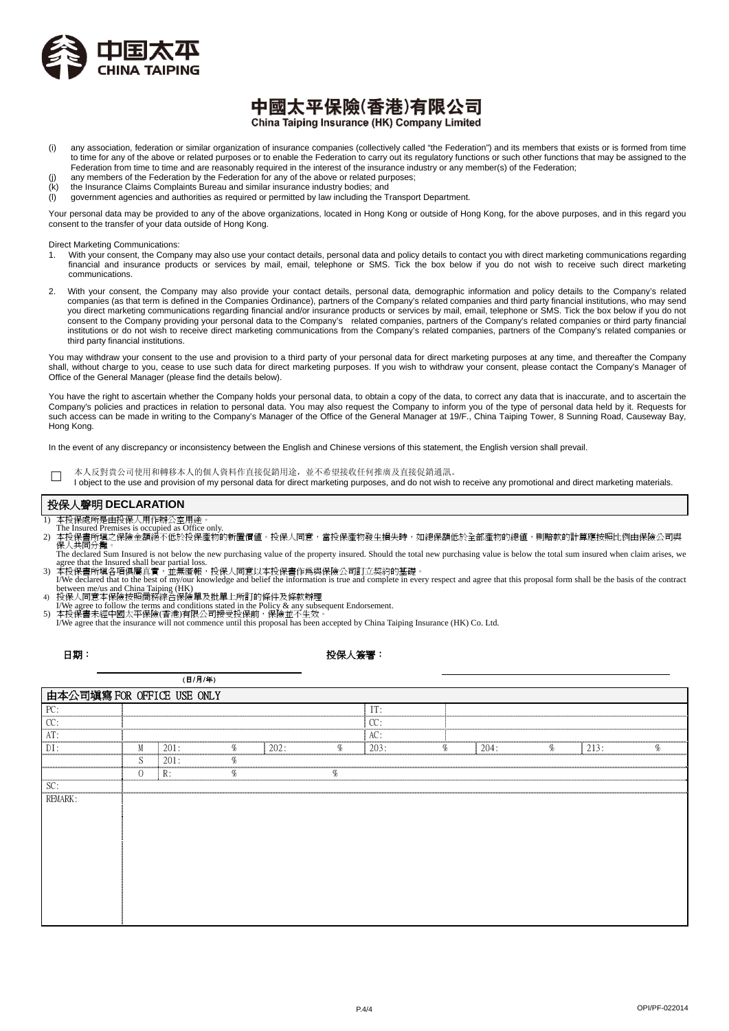# 中國太平保險(香港)有限公司

**China Taiping Insurance (HK) Company Limited**

(i) any association, federation or similar organization of insurance companies (collectively called "the Federation") and its members that exists or is formed from time to time for any of the above or related purposes or to enable the Federation to carry out its regulatory functions or such other functions that may be assigned to the Federation from time to time and are reasonably required in the interest of the insurance industry or any member(s) of the Federation;

(j) any members of the Federation by the Federation for any of the above or related purposes;

(k) the Insurance Claims Complaints Bureau and similar insurance industry bodies; and

(l) government agencies and authorities as required or permitted by law including the Transport Department.

Your personal data may be provided to any of the above organizations, located in Hong Kong or outside of Hong Kong, for the above purposes, and in this regard you consent to the transfer of your data outside of Hong Kong.

Direct Marketing Communications:

1. With your consent, the Company may also use your contact details, personal data and policy details to contact you with direct marketing communications regarding financial and insurance products or services by mail, email, telephone or SMS. Tick the box below if you do not wish to receive such direct marketing communications.

2. With your consent, the Company may also provide your contact details, personal data, demographic information and policy details to the Company's related companies (as that term is defined in the Companies Ordinance), partners of the Company's related companies and third party financial institutions, who may send you direct marketing communications regarding financial and/or insurance products or services by mail, email, telephone or SMS. Tick the box below if you do not consent to the Company providing your personal data to the Company's related companies, partners of the Company's related companies or third party financial institutions or do not wish to receive direct marketing communications from the Company's related companies, partners of the Company's related companies or third party financial institutions.

You may withdraw your consent to the use and provision to a third party of your personal data for direct marketing purposes at any time, and thereafter the Company shall, without charge to you, cease to use such data for direct marketing purposes. If you wish to withdraw your consent, please contact the Company's Manager of Office of the General Manager (please find the details below).

You have the right to ascertain whether the Company holds your personal data, to obtain a copy of the data, to correct any data that is inaccurate, and to ascertain the Company's policies and practices in relation to personal data. You may also request the Company to inform you of the type of personal data held by it. Requests for such access can be made in writing to the Company's Manager of the Office of the General Manager at 19/F., China Taiping Tower, 8 Sunning Road, Causeway Bay, Hong Kong.

In the event of any discrepancy or inconsistency between the English and Chinese versions of this statement, the English version shall prevail.

☐ 本人反對貴公司使用和轉移本人的個人資料作直接促銷用途，並不希望接收任何推廣及直接促銷通訊。
I object to the use and provision of my personal data for direct marketing purposes, and do not wish to receive any promotional and direct marketing materials.

## 投保人聲明 DECLARATION

1) 本投保處所是由投保人用作辦公室用途。
The Insured Premises is occupied as Office only.

2) 本投保書所填之保險金額絕不低於投保產物的新置價值。投保人同意，當投保產物發生損失時，如總保額低於全部產物的總值，則賠款的計算應按照比例由保險公司與保人共同分攤。
The declared Sum Insured is not below the new purchasing value of the property insured. Should the total new purchasing value is below the total sum insured when claim arises, we agree that the Insured shall bear partial loss.

3) 本投保書所填各項俱屬真實，並無隱報，投保人同意以本投保書作爲與保險公司訂立契約的基礎。
I/We declared that to the best of my/our knowledge and belief the information is true and complete in every respect and agree that this proposal form shall be the basis of the contract between me/us and China Taiping (HK)

4) 投保人同意本保險按照需符合保險單及批單上所訂的條件及條款辦理
I/We agree to follow the terms and conditions stated in the Policy & any subsequent Endorsement.

5) 本投保書未經中國太平保險(香港)有限公司接受投保前，保險並不生效。
I/We agree that the insurance will not commence until this proposal has been accepted by China Taiping Insurance (HK) Co. Ltd.

日期： ____________________
(日/月/年)

投保人簽署： ____________________

## 由本公司填寫 FOR OFFICE USE ONLY

| | | | | | | | | | | | | |
|---|---|---|---|---|---|---|---|---|---|---|---|---|
| PC: | | | | | | IT: | | | | | | |
| CC: | | | | | | CC: | | | | | | |
| AT: | | | | | | AC: | | | | | | |
| DI: | M | 201: | % | 202: | % | 203: | % | 204: | % | 213: | % | |
| | S | 201: | % | | | | | | | | | |
| | O | R: | % | | % | | | | | | | |
| SC: | | | | | | | | | | | | |
| REMARK: | | | | | | | | | | | | |

OPI/PF-022014